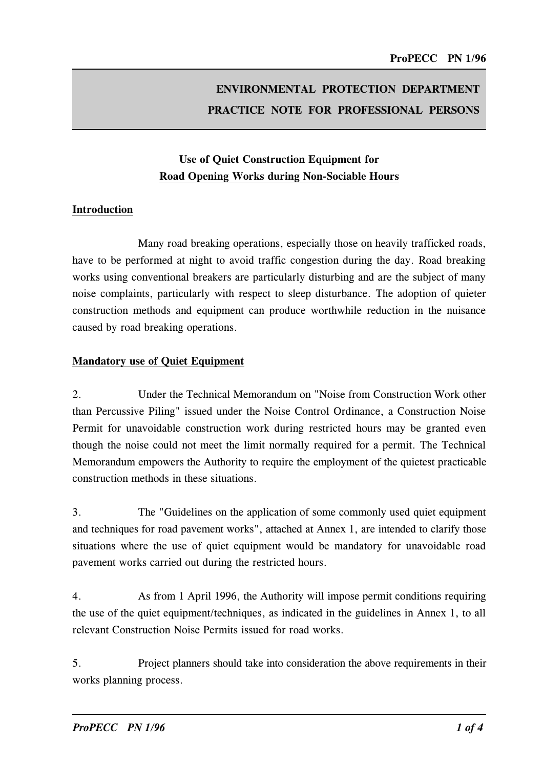# ENVIRONMENTAL PROTECTION DEPARTMENT
# PRACTICE NOTE FOR PROFESSIONAL PERSONS

## Use of Quiet Construction Equipment for Road Opening Works during Non-Sociable Hours

### Introduction

Many road breaking operations, especially those on heavily trafficked roads, have to be performed at night to avoid traffic congestion during the day. Road breaking works using conventional breakers are particularly disturbing and are the subject of many noise complaints, particularly with respect to sleep disturbance. The adoption of quieter construction methods and equipment can produce worthwhile reduction in the nuisance caused by road breaking operations.

### Mandatory use of Quiet Equipment

2. Under the Technical Memorandum on "Noise from Construction Work other than Percussive Piling" issued under the Noise Control Ordinance, a Construction Noise Permit for unavoidable construction work during restricted hours may be granted even though the noise could not meet the limit normally required for a permit. The Technical Memorandum empowers the Authority to require the employment of the quietest practicable construction methods in these situations.

3. The "Guidelines on the application of some commonly used quiet equipment and techniques for road pavement works", attached at Annex 1, are intended to clarify those situations where the use of quiet equipment would be mandatory for unavoidable road pavement works carried out during the restricted hours.

4. As from 1 April 1996, the Authority will impose permit conditions requiring the use of the quiet equipment/techniques, as indicated in the guidelines in Annex 1, to all relevant Construction Noise Permits issued for road works.

5. Project planners should take into consideration the above requirements in their works planning process.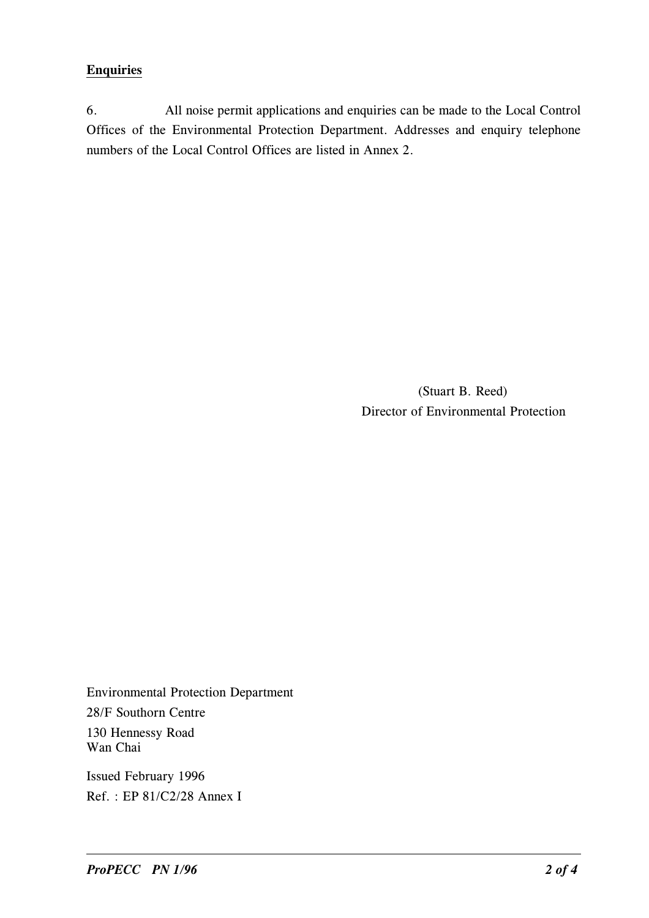## Enquiries

6. All noise permit applications and enquiries can be made to the Local Control Offices of the Environmental Protection Department. Addresses and enquiry telephone numbers of the Local Control Offices are listed in Annex 2.

(Stuart B. Reed)
Director of Environmental Protection

Environmental Protection Department
28/F Southorn Centre
130 Hennessy Road
Wan Chai

Issued February 1996
Ref. : EP 81/C2/28 Annex I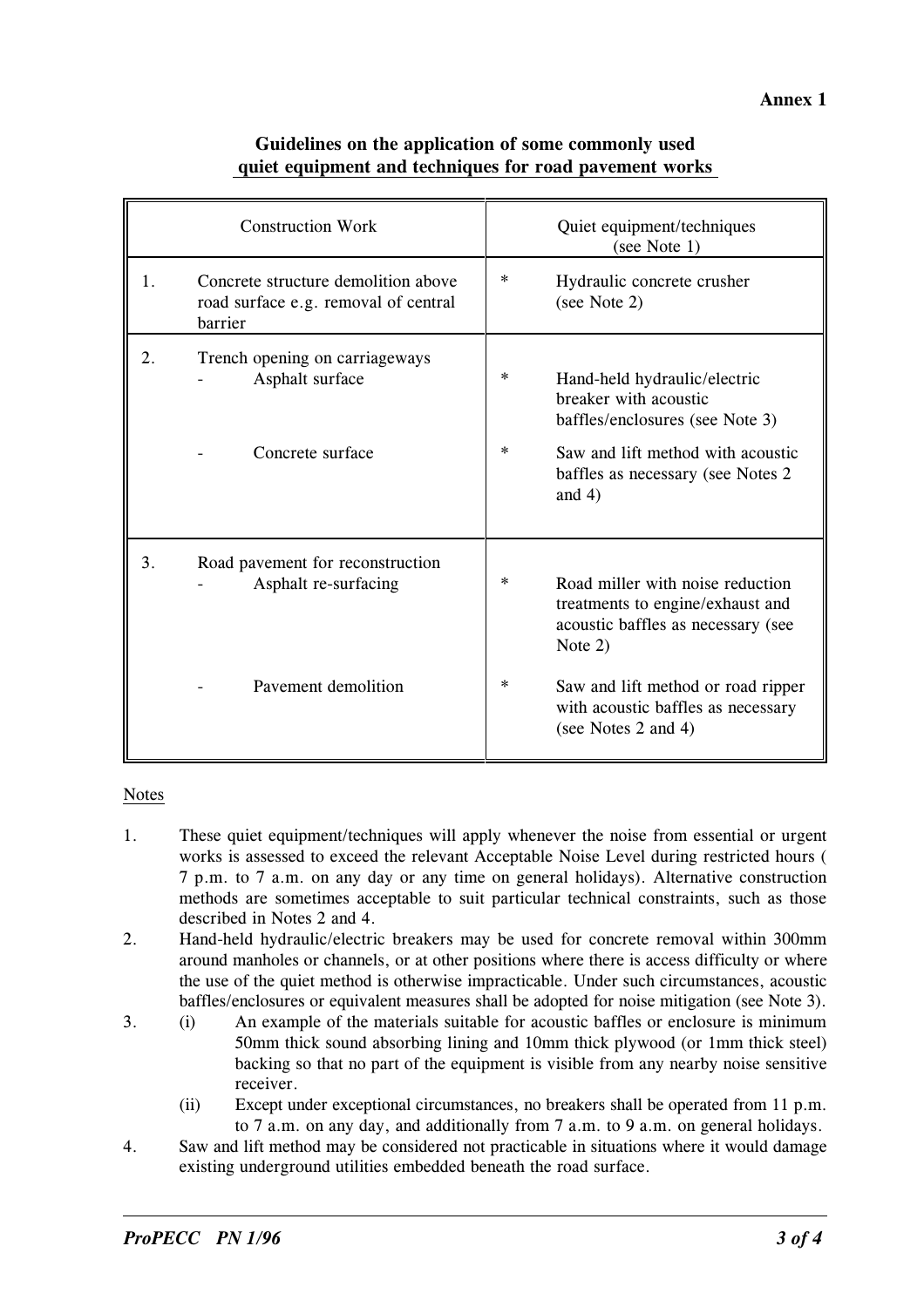**Annex 1**

## Guidelines on the application of some commonly used quiet equipment and techniques for road pavement works

| Construction Work | Quiet equipment/techniques (see Note 1) |
|---|---|
| 1. Concrete structure demolition above road surface e.g. removal of central barrier | * Hydraulic concrete crusher (see Note 2) |
| 2. Trench opening on carriageways | |
| - Asphalt surface | * Hand-held hydraulic/electric breaker with acoustic baffles/enclosures (see Note 3) |
| - Concrete surface | * Saw and lift method with acoustic baffles as necessary (see Notes 2 and 4) |
| 3. Road pavement for reconstruction | |
| - Asphalt re-surfacing | * Road miller with noise reduction treatments to engine/exhaust and acoustic baffles as necessary (see Note 2) |
| - Pavement demolition | * Saw and lift method or road ripper with acoustic baffles as necessary (see Notes 2 and 4) |

Notes

1. These quiet equipment/techniques will apply whenever the noise from essential or urgent works is assessed to exceed the relevant Acceptable Noise Level during restricted hours ( 7 p.m. to 7 a.m. on any day or any time on general holidays). Alternative construction methods are sometimes acceptable to suit particular technical constraints, such as those described in Notes 2 and 4.
2. Hand-held hydraulic/electric breakers may be used for concrete removal within 300mm around manholes or channels, or at other positions where there is access difficulty or where the use of the quiet method is otherwise impracticable. Under such circumstances, acoustic baffles/enclosures or equivalent measures shall be adopted for noise mitigation (see Note 3).
3. (i) An example of the materials suitable for acoustic baffles or enclosure is minimum 50mm thick sound absorbing lining and 10mm thick plywood (or 1mm thick steel) backing so that no part of the equipment is visible from any nearby noise sensitive receiver.

   (ii) Except under exceptional circumstances, no breakers shall be operated from 11 p.m. to 7 a.m. on any day, and additionally from 7 a.m. to 9 a.m. on general holidays.
4. Saw and lift method may be considered not practicable in situations where it would damage existing underground utilities embedded beneath the road surface.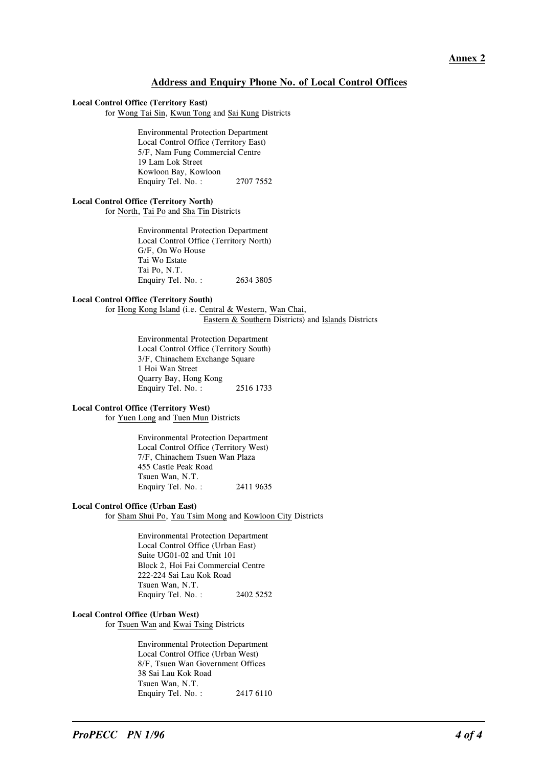**Annex 2**

## Address and Enquiry Phone No. of Local Control Offices

**Local Control Office (Territory East)**
for Wong Tai Sin, Kwun Tong and Sai Kung Districts

Environmental Protection Department
Local Control Office (Territory East)
5/F, Nam Fung Commercial Centre
19 Lam Lok Street
Kowloon Bay, Kowloon
Enquiry Tel. No. : 2707 7552

**Local Control Office (Territory North)**
for North, Tai Po and Sha Tin Districts

Environmental Protection Department
Local Control Office (Territory North)
G/F, On Wo House
Tai Wo Estate
Tai Po, N.T.
Enquiry Tel. No. : 2634 3805

**Local Control Office (Territory South)**
for Hong Kong Island (i.e. Central & Western, Wan Chai, Eastern & Southern Districts) and Islands Districts

Environmental Protection Department
Local Control Office (Territory South)
3/F, Chinachem Exchange Square
1 Hoi Wan Street
Quarry Bay, Hong Kong
Enquiry Tel. No. : 2516 1733

**Local Control Office (Territory West)**
for Yuen Long and Tuen Mun Districts

Environmental Protection Department
Local Control Office (Territory West)
7/F, Chinachem Tsuen Wan Plaza
455 Castle Peak Road
Tsuen Wan, N.T.
Enquiry Tel. No. : 2411 9635

**Local Control Office (Urban East)**
for Sham Shui Po, Yau Tsim Mong and Kowloon City Districts

Environmental Protection Department
Local Control Office (Urban East)
Suite UG01-02 and Unit 101
Block 2, Hoi Fai Commercial Centre
222-224 Sai Lau Kok Road
Tsuen Wan, N.T.
Enquiry Tel. No. : 2402 5252

**Local Control Office (Urban West)**
for Tsuen Wan and Kwai Tsing Districts

Environmental Protection Department
Local Control Office (Urban West)
8/F, Tsuen Wan Government Offices
38 Sai Lau Kok Road
Tsuen Wan, N.T.
Enquiry Tel. No. : 2417 6110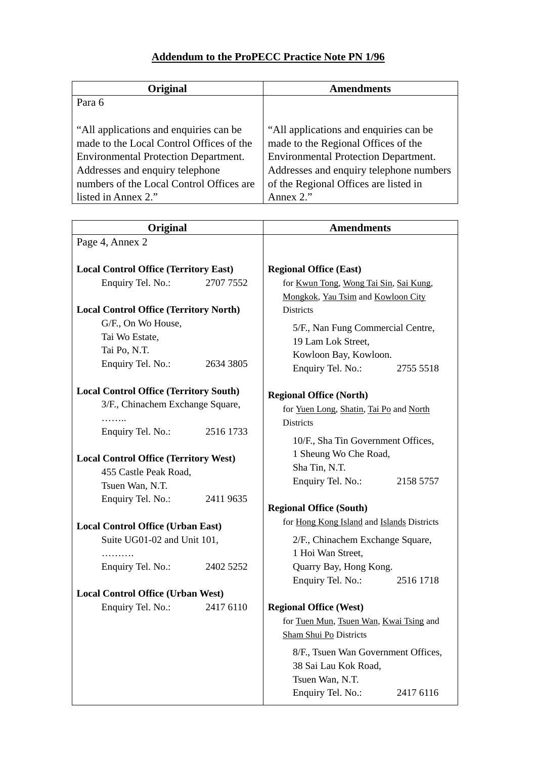**Addendum to the ProPECC Practice Note PN 1/96**

| Original | Amendments |
|---|---|
| Para 6<br><br>"All applications and enquiries can be made to the Local Control Offices of the Environmental Protection Department. Addresses and enquiry telephone numbers of the Local Control Offices are listed in Annex 2." | "All applications and enquiries can be made to the Regional Offices of the Environmental Protection Department. Addresses and enquiry telephone numbers of the Regional Offices are listed in Annex 2." |

| Original | Amendments |
|---|---|
| Page 4, Annex 2<br><br>**Local Control Office (Territory East)**<br>Enquiry Tel. No.: 2707 7552<br><br>**Local Control Office (Territory North)**<br>G/F., On Wo House,<br>Tai Wo Estate,<br>Tai Po, N.T.<br>Enquiry Tel. No.: 2634 3805<br><br>**Local Control Office (Territory South)**<br>3/F., Chinachem Exchange Square,<br>……..<br>Enquiry Tel. No.: 2516 1733<br><br>**Local Control Office (Territory West)**<br>455 Castle Peak Road,<br>Tsuen Wan, N.T.<br>Enquiry Tel. No.: 2411 9635<br><br>**Local Control Office (Urban East)**<br>Suite UG01-02 and Unit 101,<br>……….<br>Enquiry Tel. No.: 2402 5252<br><br>**Local Control Office (Urban West)**<br>Enquiry Tel. No.: 2417 6110 | **Regional Office (East)**<br>for Kwun Tong, Wong Tai Sin, Sai Kung, Mongkok, Yau Tsim and Kowloon City Districts<br>5/F., Nan Fung Commercial Centre,<br>19 Lam Lok Street,<br>Kowloon Bay, Kowloon.<br>Enquiry Tel. No.: 2755 5518<br><br>**Regional Office (North)**<br>for Yuen Long, Shatin, Tai Po and North Districts<br>10/F., Sha Tin Government Offices,<br>1 Sheung Wo Che Road,<br>Sha Tin, N.T.<br>Enquiry Tel. No.: 2158 5757<br><br>**Regional Office (South)**<br>for Hong Kong Island and Islands Districts<br>2/F., Chinachem Exchange Square,<br>1 Hoi Wan Street,<br>Quarry Bay, Hong Kong.<br>Enquiry Tel. No.: 2516 1718<br><br>**Regional Office (West)**<br>for Tuen Mun, Tsuen Wan, Kwai Tsing and Sham Shui Po Districts<br>8/F., Tsuen Wan Government Offices,<br>38 Sai Lau Kok Road,<br>Tsuen Wan, N.T.<br>Enquiry Tel. No.: 2417 6116 |